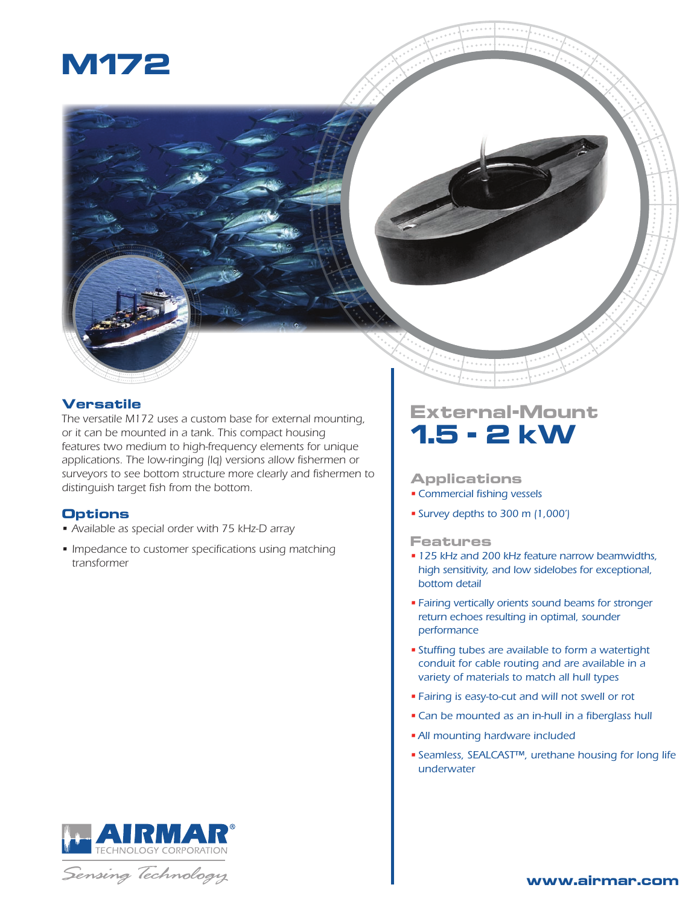# M172

## Versatile

The versatile M172 uses a custom base for external mounting, or it can be mounted in a tank. This compact housing features two medium to high-frequency elements for unique applications. The low-ringing (lq) versions allow fishermen or surveyors to see bottom structure more clearly and fishermen to distinguish target fish from the bottom.

## Options

- Available as special order with 75 kHz-D array
- Impedance to customer specifications using matching transformer

## External-Mount

# 1.5 - 2 kW

## Applications

- Commercial fishing vessels
- Survey depths to 300 m (1,000')

## Features

- 125 kHz and 200 kHz feature narrow beamwidths, high sensitivity, and low sidelobes for exceptional, bottom detail
- Fairing vertically orients sound beams for stronger return echoes resulting in optimal, sounder performance
- Stuffing tubes are available to form a watertight conduit for cable routing and are available in a variety of materials to match all hull types
- Fairing is easy-to-cut and will not swell or rot
- Can be mounted as an in-hull in a fiberglass hull
- All mounting hardware included
- Seamless, SEALCAST™, urethane housing for long life underwater

AIRMAR® TECHNOLOGY CORPORATION

*Sensing Technology*

www.airmar.com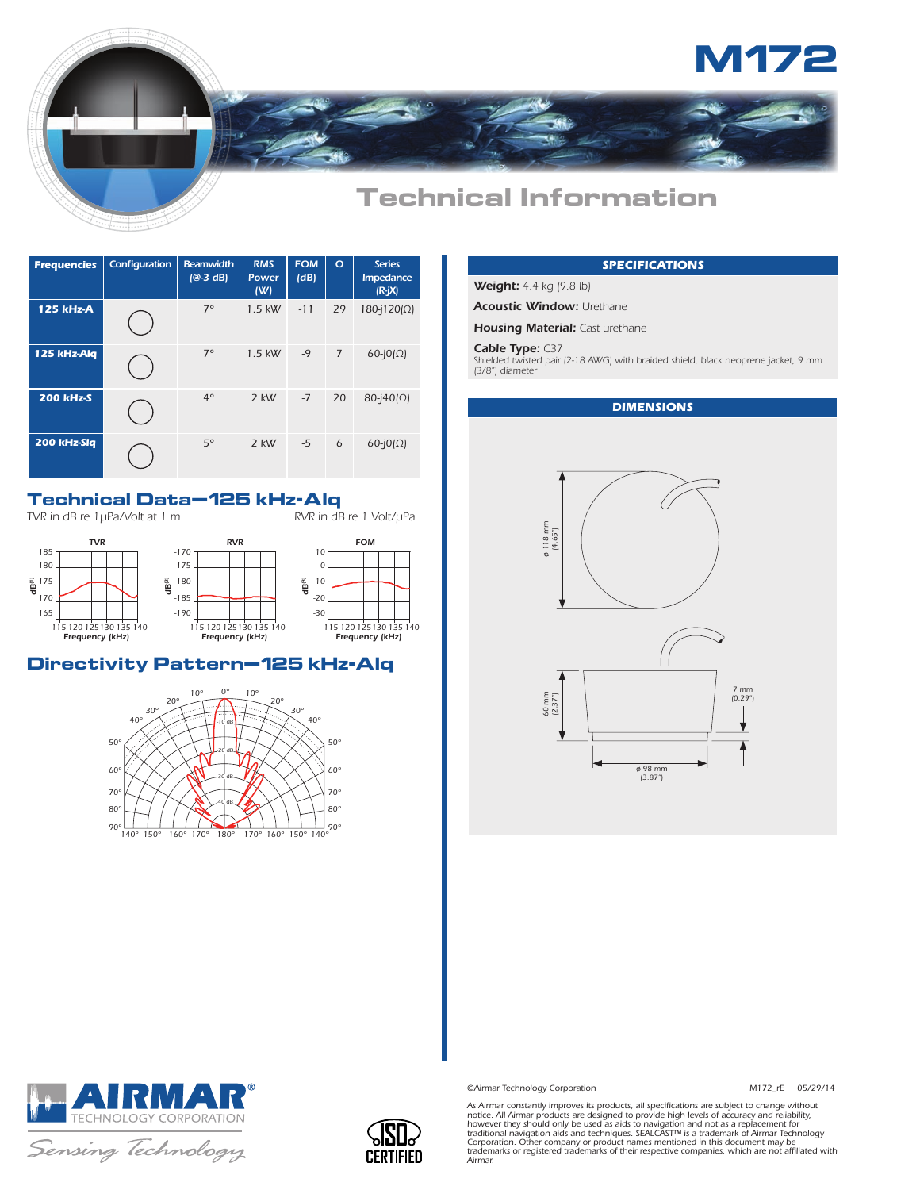# M172

## Technical Information

| Frequencies | Configuration | Beamwidth (@-3 dB) | RMS Power (W) | FOM (dB) | Q | Series Impedance (R-jX) |
|---|---|---|---|---|---|---|
| 125 kHz-A | | 7° | 1.5 kW | -11 | 29 | 180-j120(Ω) |
| 125 kHz-Alq | | 7° | 1.5 kW | -9 | 7 | 60-j0(Ω) |
| 200 kHz-S | | 4° | 2 kW | -7 | 20 | 80-j40(Ω) |
| 200 kHz-Slq | | 5° | 2 kW | -5 | 6 | 60-j0(Ω) |

## Technical Data—125 kHz-Alq

TVR in dB re 1μPa/Volt at 1 m

RVR in dB re 1 Volt/μPa

TVR
185
180
175
170
165
dB
115 120 125 130 135 140
Frequency (kHz)

RVR
-170
-175
-180
-185
-190
dB
115 120 125 130 135 140
Frequency (kHz)

FOM
10
0
-10
-20
-30
dB
115 120 125 130 135 140
Frequency (kHz)

## Directivity Pattern—125 kHz-Alq

0° 10° 20° 30° 40° 50° 60° 70° 80° 90°
10 dB 20 dB 30 dB 40 dB
140° 150° 160° 170° 180° 170° 160° 150° 140°

## SPECIFICATIONS

**Weight:** 4.4 kg (9.8 lb)

**Acoustic Window:** Urethane

**Housing Material:** Cast urethane

**Cable Type:** C37
Shielded twisted pair (2-18 AWG) with braided shield, black neoprene jacket, 9 mm (3/8") diameter

## DIMENSIONS

ø 118 mm (4.65")

60 mm (2.37")

7 mm (0.29")

ø 98 mm (3.87")

AIRMAR® TECHNOLOGY CORPORATION

*Sensing Technology*

ISO CERTIFIED

©Airmar Technology Corporation

M172_rE 05/29/14

*As Airmar constantly improves its products, all specifications are subject to change without notice. All Airmar products are designed to provide high levels of accuracy and reliability, however they should only be used as aids to navigation and not as a replacement for traditional navigation aids and techniques. SEALCAST™ is a trademark of Airmar Technology Corporation. Other company or product names mentioned in this document may be trademarks or registered trademarks of their respective companies, which are not affiliated with Airmar.*